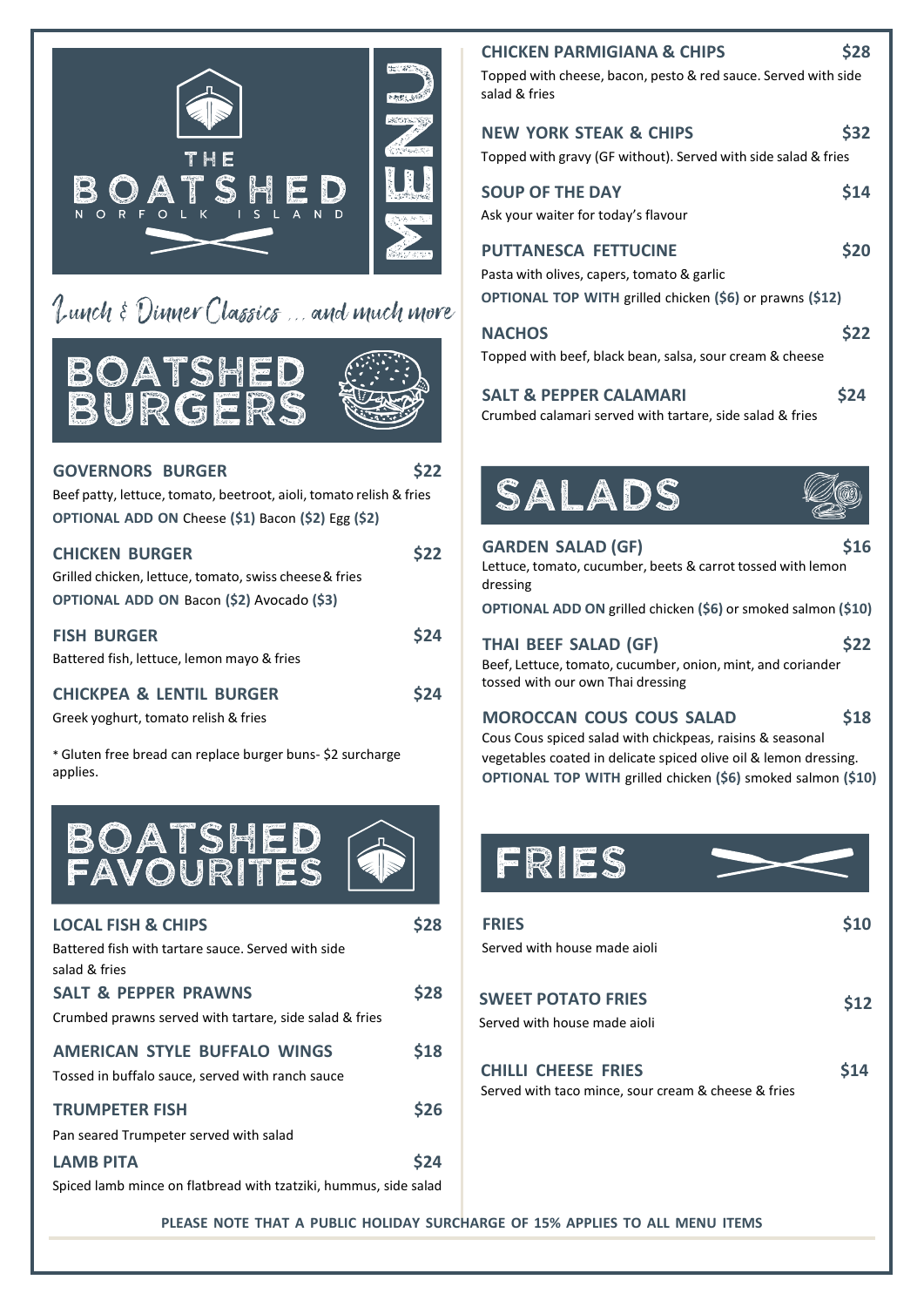# THE BOATSHED

NORFOLK ISLAND

MENU

*Lunch & Dinner Classics ... and much more*

## BOATSHED BURGERS

**GOVERNORS BURGER** — **$22**
Beef patty, lettuce, tomato, beetroot, aioli, tomato relish & fries
**OPTIONAL ADD ON** Cheese **($1)** Bacon **($2)** Egg **($2)**

**CHICKEN BURGER** — **$22**
Grilled chicken, lettuce, tomato, swiss cheese & fries
**OPTIONAL ADD ON** Bacon **($2)** Avocado **($3)**

**FISH BURGER** — **$24**
Battered fish, lettuce, lemon mayo & fries

**CHICKPEA & LENTIL BURGER** — **$24**
Greek yoghurt, tomato relish & fries

* Gluten free bread can replace burger buns- $2 surcharge applies.

## BOATSHED FAVOURITES

**LOCAL FISH & CHIPS** — **$28**
Battered fish with tartare sauce. Served with side salad & fries

**SALT & PEPPER PRAWNS** — **$28**
Crumbed prawns served with tartare, side salad & fries

**AMERICAN STYLE BUFFALO WINGS** — **$18**
Tossed in buffalo sauce, served with ranch sauce

**TRUMPETER FISH** — **$26**
Pan seared Trumpeter served with salad

**LAMB PITA** — **$24**
Spiced lamb mince on flatbread with tzatziki, hummus, side salad

**CHICKEN PARMIGIANA & CHIPS** — **$28**
Topped with cheese, bacon, pesto & red sauce. Served with side salad & fries

**NEW YORK STEAK & CHIPS** — **$32**
Topped with gravy (GF without). Served with side salad & fries

**SOUP OF THE DAY** — **$14**
Ask your waiter for today's flavour

**PUTTANESCA FETTUCINE** — **$20**
Pasta with olives, capers, tomato & garlic
**OPTIONAL TOP WITH** grilled chicken **($6)** or prawns **($12)**

**NACHOS** — **$22**
Topped with beef, black bean, salsa, sour cream & cheese

**SALT & PEPPER CALAMARI** — **$24**
Crumbed calamari served with tartare, side salad & fries

## SALADS

**GARDEN SALAD (GF)** — **$16**
Lettuce, tomato, cucumber, beets & carrot tossed with lemon dressing
**OPTIONAL ADD ON** grilled chicken **($6)** or smoked salmon **($10)**

**THAI BEEF SALAD (GF)** — **$22**
Beef, Lettuce, tomato, cucumber, onion, mint, and coriander tossed with our own Thai dressing

**MOROCCAN COUS COUS SALAD** — **$18**
Cous Cous spiced salad with chickpeas, raisins & seasonal vegetables coated in delicate spiced olive oil & lemon dressing.
**OPTIONAL TOP WITH** grilled chicken **($6)** smoked salmon **($10)**

## FRIES

**FRIES** — **$10**
Served with house made aioli

**SWEET POTATO FRIES** — **$12**
Served with house made aioli

**CHILLI CHEESE FRIES** — **$14**
Served with taco mince, sour cream & cheese & fries

**PLEASE NOTE THAT A PUBLIC HOLIDAY SURCHARGE OF 15% APPLIES TO ALL MENU ITEMS**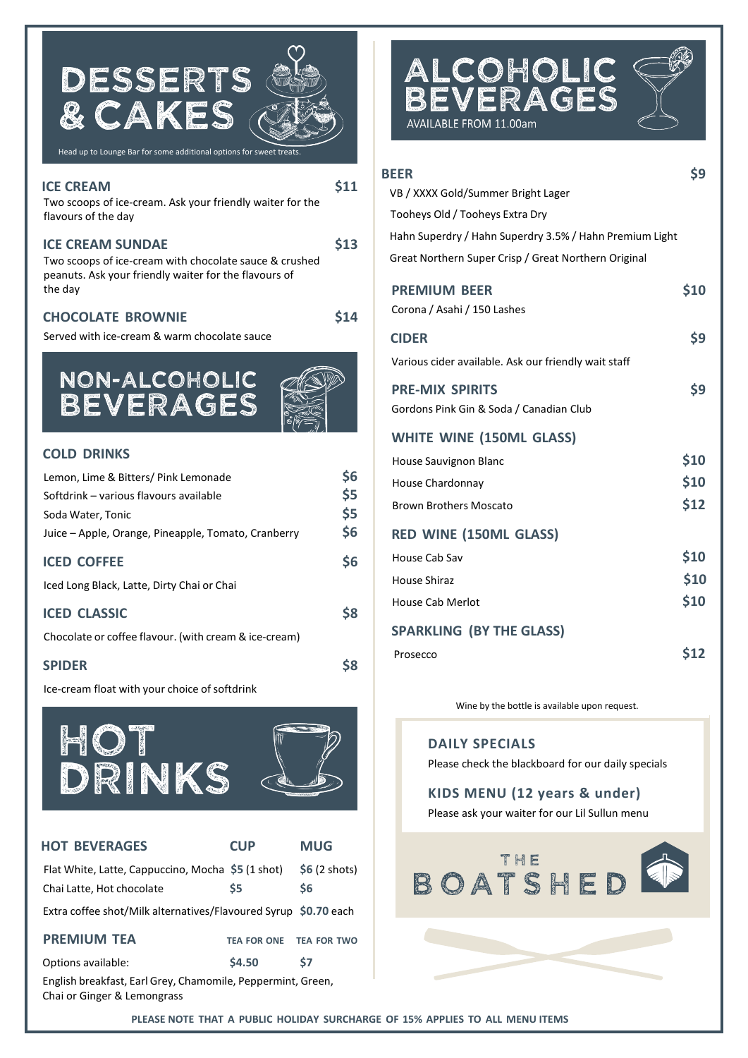# DESSERTS & CAKES

Head up to Lounge Bar for some additional options for sweet treats.

### ICE CREAM — $11

Two scoops of ice-cream. Ask your friendly waiter for the flavours of the day

### ICE CREAM SUNDAE — $13

Two scoops of ice-cream with chocolate sauce & crushed peanuts. Ask your friendly waiter for the flavours of the day

### CHOCOLATE BROWNIE — $14

Served with ice-cream & warm chocolate sauce

# NON-ALCOHOLIC BEVERAGES

### COLD DRINKS

| | |
|---|---|
| Lemon, Lime & Bitters/ Pink Lemonade | $6 |
| Softdrink – various flavours available | $5 |
| Soda Water, Tonic | $5 |
| Juice – Apple, Orange, Pineapple, Tomato, Cranberry | $6 |

### ICED COFFEE — $6

Iced Long Black, Latte, Dirty Chai or Chai

### ICED CLASSIC — $8

Chocolate or coffee flavour. (with cream & ice-cream)

### SPIDER — $8

Ice-cream float with your choice of softdrink

# HOT DRINKS

| HOT BEVERAGES | CUP | MUG |
|---|---|---|
| Flat White, Latte, Cappuccino, Mocha | $5 (1 shot) | $6 (2 shots) |
| Chai Latte, Hot chocolate | $5 | $6 |

Extra coffee shot/Milk alternatives/Flavoured Syrup $0.70 each

| PREMIUM TEA | TEA FOR ONE | TEA FOR TWO |
|---|---|---|
| Options available: | $4.50 | $7 |

English breakfast, Earl Grey, Chamomile, Peppermint, Green, Chai or Ginger & Lemongrass

# ALCOHOLIC BEVERAGES

AVAILABLE FROM 11.00am

### BEER — $9

VB / XXXX Gold/Summer Bright Lager

Tooheys Old / Tooheys Extra Dry

Hahn Superdry / Hahn Superdry 3.5% / Hahn Premium Light

Great Northern Super Crisp / Great Northern Original

### PREMIUM BEER — $10

Corona / Asahi / 150 Lashes

### CIDER — $9

Various cider available. Ask our friendly wait staff

### PRE-MIX SPIRITS — $9

Gordons Pink Gin & Soda / Canadian Club

### WHITE WINE (150ML GLASS)

| | |
|---|---|
| House Sauvignon Blanc | $10 |
| House Chardonnay | $10 |
| Brown Brothers Moscato | $12 |

### RED WINE (150ML GLASS)

| | |
|---|---|
| House Cab Sav | $10 |
| House Shiraz | $10 |
| House Cab Merlot | $10 |

### SPARKLING (BY THE GLASS)

| | |
|---|---|
| Prosecco | $12 |

Wine by the bottle is available upon request.

### DAILY SPECIALS

Please check the blackboard for our daily specials

### KIDS MENU (12 years & under)

Please ask your waiter for our Lil Sullun menu

THE BOATSHED

**PLEASE NOTE THAT A PUBLIC HOLIDAY SURCHARGE OF 15% APPLIES TO ALL MENU ITEMS**